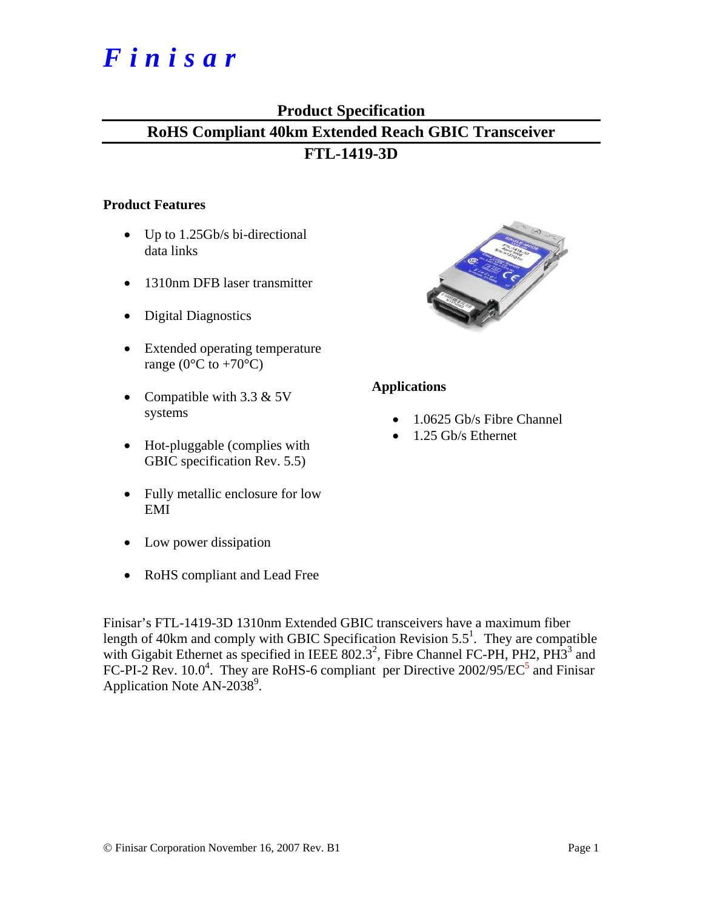# *Finisar*

## Product Specification

## RoHS Compliant 40km Extended Reach GBIC Transceiver

## FTL-1419-3D

### Product Features

- Up to 1.25Gb/s bi-directional data links
- 1310nm DFB laser transmitter
- Digital Diagnostics
- Extended operating temperature range (0°C to +70°C)
- Compatible with 3.3 & 5V systems
- Hot-pluggable (complies with GBIC specification Rev. 5.5)
- Fully metallic enclosure for low EMI
- Low power dissipation
- RoHS compliant and Lead Free

### Applications

- 1.0625 Gb/s Fibre Channel
- 1.25 Gb/s Ethernet

Finisar's FTL-1419-3D 1310nm Extended GBIC transceivers have a maximum fiber length of 40km and comply with GBIC Specification Revision 5.5[1]. They are compatible with Gigabit Ethernet as specified in IEEE 802.3[2], Fibre Channel FC-PH, PH2, PH3[3] and FC-PI-2 Rev. 10.0[4]. They are RoHS-6 compliant per Directive 2002/95/EC[5] and Finisar Application Note AN-2038[9].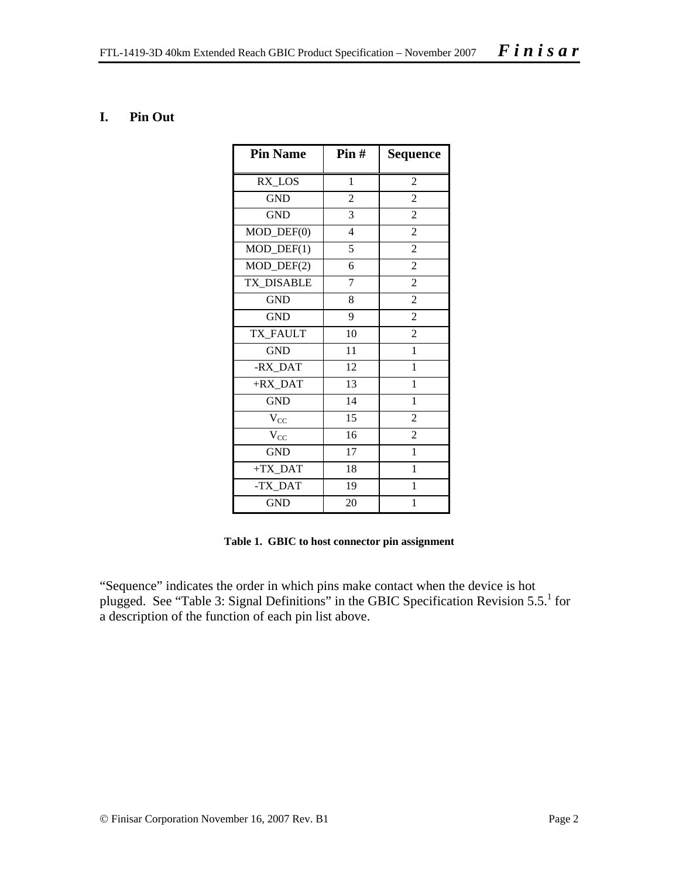## I. Pin Out

| Pin Name | Pin # | Sequence |
|---|---|---|
| RX_LOS | 1 | 2 |
| GND | 2 | 2 |
| GND | 3 | 2 |
| MOD_DEF(0) | 4 | 2 |
| MOD_DEF(1) | 5 | 2 |
| MOD_DEF(2) | 6 | 2 |
| TX_DISABLE | 7 | 2 |
| GND | 8 | 2 |
| GND | 9 | 2 |
| TX_FAULT | 10 | 2 |
| GND | 11 | 1 |
| -RX_DAT | 12 | 1 |
| +RX_DAT | 13 | 1 |
| GND | 14 | 1 |
| $V_{CC}$ | 15 | 2 |
| $V_{CC}$ | 16 | 2 |
| GND | 17 | 1 |
| +TX_DAT | 18 | 1 |
| -TX_DAT | 19 | 1 |
| GND | 20 | 1 |

**Table 1. GBIC to host connector pin assignment**

"Sequence" indicates the order in which pins make contact when the device is hot plugged. See "Table 3: Signal Definitions" in the GBIC Specification Revision 5.5.[1] for a description of the function of each pin list above.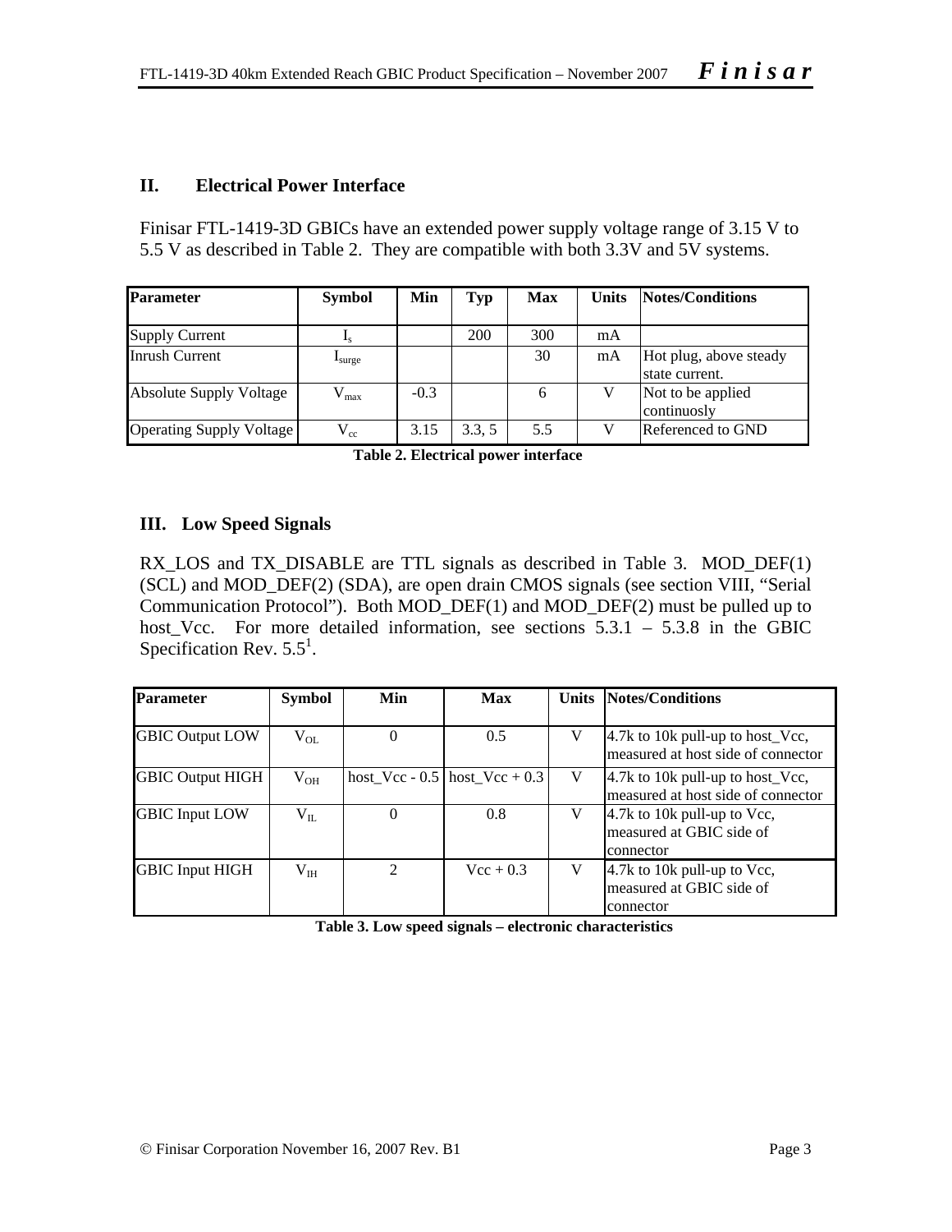## II. Electrical Power Interface

Finisar FTL-1419-3D GBICs have an extended power supply voltage range of 3.15 V to 5.5 V as described in Table 2. They are compatible with both 3.3V and 5V systems.

| Parameter | Symbol | Min | Typ | Max | Units | Notes/Conditions |
|---|---|---|---|---|---|---|
| Supply Current | $I_s$ | | 200 | 300 | mA | |
| Inrush Current | $I_{surge}$ | | | 30 | mA | Hot plug, above steady state current. |
| Absolute Supply Voltage | $V_{max}$ | -0.3 | | 6 | V | Not to be applied continuosly |
| Operating Supply Voltage | $V_{cc}$ | 3.15 | 3.3, 5 | 5.5 | V | Referenced to GND |

**Table 2. Electrical power interface**

## III. Low Speed Signals

RX_LOS and TX_DISABLE are TTL signals as described in Table 3. MOD_DEF(1) (SCL) and MOD_DEF(2) (SDA), are open drain CMOS signals (see section VIII, "Serial Communication Protocol"). Both MOD_DEF(1) and MOD_DEF(2) must be pulled up to host_Vcc. For more detailed information, see sections 5.3.1 – 5.3.8 in the GBIC Specification Rev. 5.5[1].

| Parameter | Symbol | Min | Max | Units | Notes/Conditions |
|---|---|---|---|---|---|
| GBIC Output LOW | $V_{OL}$ | 0 | 0.5 | V | 4.7k to 10k pull-up to host_Vcc, measured at host side of connector |
| GBIC Output HIGH | $V_{OH}$ | host_Vcc - 0.5 | host_Vcc + 0.3 | V | 4.7k to 10k pull-up to host_Vcc, measured at host side of connector |
| GBIC Input LOW | $V_{IL}$ | 0 | 0.8 | V | 4.7k to 10k pull-up to Vcc, measured at GBIC side of connector |
| GBIC Input HIGH | $V_{IH}$ | 2 | Vcc + 0.3 | V | 4.7k to 10k pull-up to Vcc, measured at GBIC side of connector |

**Table 3. Low speed signals – electronic characteristics**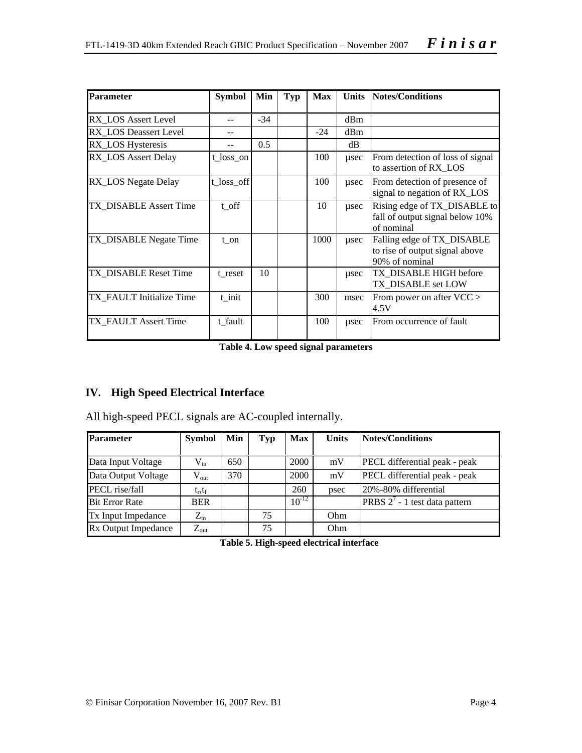| Parameter | Symbol | Min | Typ | Max | Units | Notes/Conditions |
| --- | --- | --- | --- | --- | --- | --- |
| RX_LOS Assert Level | -- | -34 | | | dBm | |
| RX_LOS Deassert Level | -- | | | -24 | dBm | |
| RX_LOS Hysteresis | -- | 0.5 | | | dB | |
| RX_LOS Assert Delay | t_loss_on | | | 100 | µsec | From detection of loss of signal to assertion of RX_LOS |
| RX_LOS Negate Delay | t_loss_off | | | 100 | µsec | From detection of presence of signal to negation of RX_LOS |
| TX_DISABLE Assert Time | t_off | | | 10 | µsec | Rising edge of TX_DISABLE to fall of output signal below 10% of nominal |
| TX_DISABLE Negate Time | t_on | | | 1000 | µsec | Falling edge of TX_DISABLE to rise of output signal above 90% of nominal |
| TX_DISABLE Reset Time | t_reset | 10 | | | µsec | TX_DISABLE HIGH before TX_DISABLE set LOW |
| TX_FAULT Initialize Time | t_init | | | 300 | msec | From power on after VCC > 4.5V |
| TX_FAULT Assert Time | t_fault | | | 100 | µsec | From occurrence of fault |

**Table 4. Low speed signal parameters**

## IV. High Speed Electrical Interface

All high-speed PECL signals are AC-coupled internally.

| Parameter | Symbol | Min | Typ | Max | Units | Notes/Conditions |
| --- | --- | --- | --- | --- | --- | --- |
| Data Input Voltage | $V_{in}$ | 650 | | 2000 | mV | PECL differential peak - peak |
| Data Output Voltage | $V_{out}$ | 370 | | 2000 | mV | PECL differential peak - peak |
| PECL rise/fall | $t_r, t_f$ | | | 260 | psec | 20%-80% differential |
| Bit Error Rate | BER | | | $10^{-12}$ | | PRBS $2^7$ - 1 test data pattern |
| Tx Input Impedance | $Z_{in}$ | | 75 | | Ohm | |
| Rx Output Impedance | $Z_{out}$ | | 75 | | Ohm | |

**Table 5. High-speed electrical interface**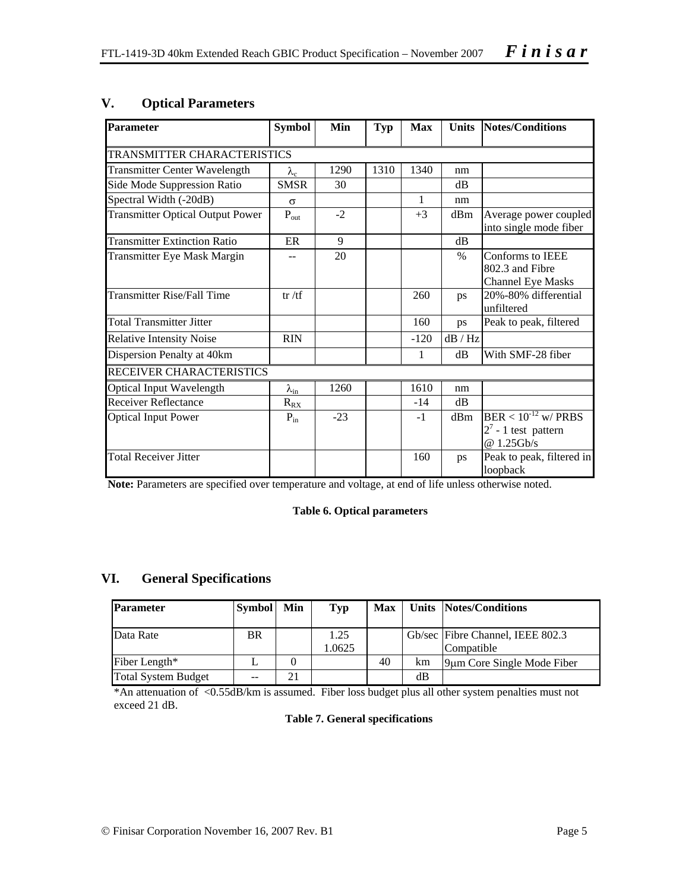## V. Optical Parameters

| Parameter | Symbol | Min | Typ | Max | Units | Notes/Conditions |
|---|---|---|---|---|---|---|
| TRANSMITTER CHARACTERISTICS | | | | | | |
| Transmitter Center Wavelength | $\lambda_c$ | 1290 | 1310 | 1340 | nm | |
| Side Mode Suppression Ratio | SMSR | 30 | | | dB | |
| Spectral Width (-20dB) | $\sigma$ | | | 1 | nm | |
| Transmitter Optical Output Power | $P_{out}$ | -2 | | +3 | dBm | Average power coupled into single mode fiber |
| Transmitter Extinction Ratio | ER | 9 | | | dB | |
| Transmitter Eye Mask Margin | -- | 20 | | | % | Conforms to IEEE 802.3 and Fibre Channel Eye Masks |
| Transmitter Rise/Fall Time | tr /tf | | | 260 | ps | 20%-80% differential unfiltered |
| Total Transmitter Jitter | | | | 160 | ps | Peak to peak, filtered |
| Relative Intensity Noise | RIN | | | -120 | dB / Hz | |
| Dispersion Penalty at 40km | | | | 1 | dB | With SMF-28 fiber |
| RECEIVER CHARACTERISTICS | | | | | | |
| Optical Input Wavelength | $\lambda_{in}$ | 1260 | | 1610 | nm | |
| Receiver Reflectance | $R_{RX}$ | | | -14 | dB | |
| Optical Input Power | $P_{in}$ | -23 | | -1 | dBm | BER < $10^{-12}$ w/ PRBS $2^7$ - 1 test pattern @ 1.25Gb/s |
| Total Receiver Jitter | | | | 160 | ps | Peak to peak, filtered in loopback |

**Note:** Parameters are specified over temperature and voltage, at end of life unless otherwise noted.

**Table 6. Optical parameters**

## VI. General Specifications

| Parameter | Symbol | Min | Typ | Max | Units | Notes/Conditions |
|---|---|---|---|---|---|---|
| Data Rate | BR | | 1.25<br>1.0625 | | Gb/sec | Fibre Channel, IEEE 802.3 Compatible |
| Fiber Length* | L | 0 | | 40 | km | 9μm Core Single Mode Fiber |
| Total System Budget | -- | 21 | | | dB | |

*An attenuation of <0.55dB/km is assumed. Fiber loss budget plus all other system penalties must not exceed 21 dB.

**Table 7. General specifications**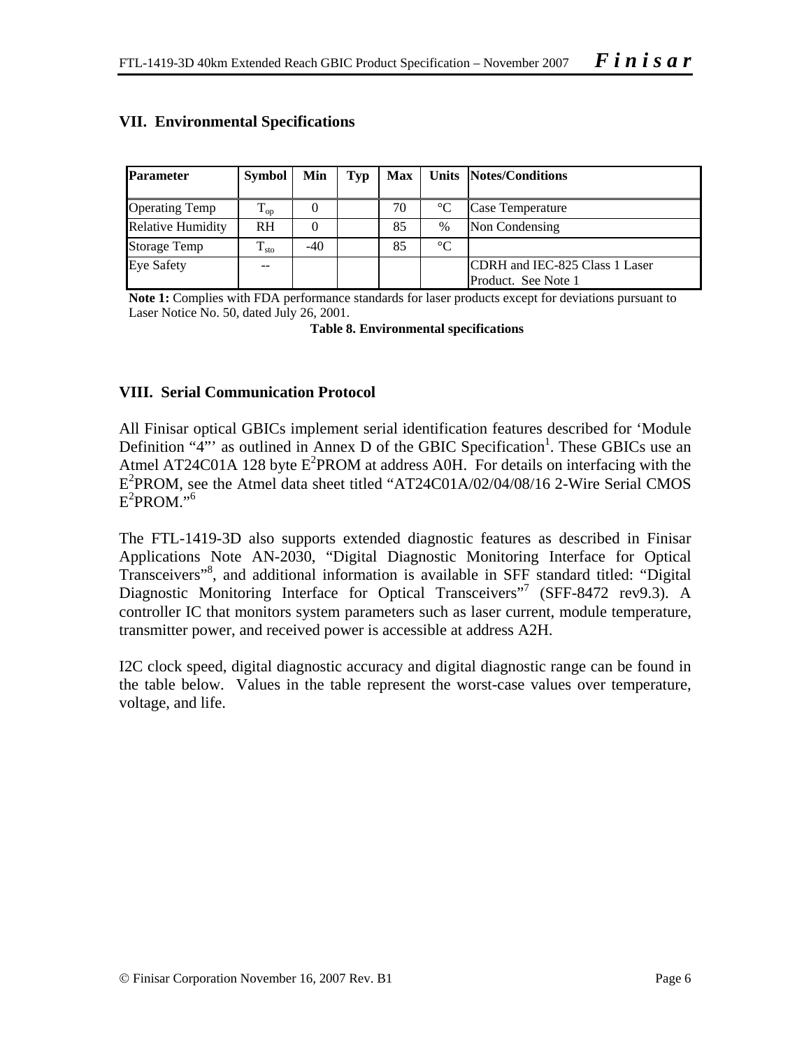## VII. Environmental Specifications

| Parameter | Symbol | Min | Typ | Max | Units | Notes/Conditions |
|---|---|---|---|---|---|---|
| Operating Temp | $T_{op}$ | 0 | | 70 | °C | Case Temperature |
| Relative Humidity | RH | 0 | | 85 | % | Non Condensing |
| Storage Temp | $T_{sto}$ | -40 | | 85 | °C | |
| Eye Safety | -- | | | | | CDRH and IEC-825 Class 1 Laser Product. See Note 1 |

**Note 1:** Complies with FDA performance standards for laser products except for deviations pursuant to Laser Notice No. 50, dated July 26, 2001.

**Table 8. Environmental specifications**

## VIII. Serial Communication Protocol

All Finisar optical GBICs implement serial identification features described for 'Module Definition "4"' as outlined in Annex D of the GBIC Specification[1]. These GBICs use an Atmel AT24C01A 128 byte $E^2$PROM at address A0H. For details on interfacing with the $E^2$PROM, see the Atmel data sheet titled "AT24C01A/02/04/08/16 2-Wire Serial CMOS $E^2$PROM."[6]

The FTL-1419-3D also supports extended diagnostic features as described in Finisar Applications Note AN-2030, "Digital Diagnostic Monitoring Interface for Optical Transceivers"[8], and additional information is available in SFF standard titled: "Digital Diagnostic Monitoring Interface for Optical Transceivers"[7] (SFF-8472 rev9.3). A controller IC that monitors system parameters such as laser current, module temperature, transmitter power, and received power is accessible at address A2H.

I2C clock speed, digital diagnostic accuracy and digital diagnostic range can be found in the table below. Values in the table represent the worst-case values over temperature, voltage, and life.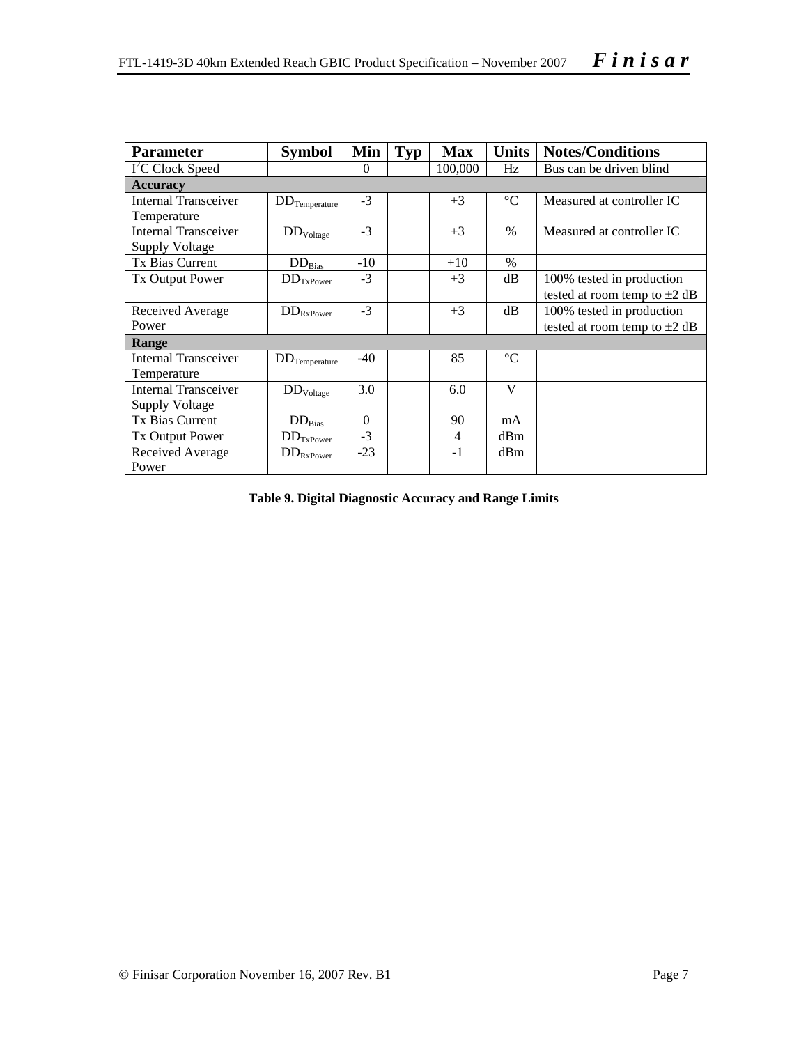| Parameter | Symbol | Min | Typ | Max | Units | Notes/Conditions |
| --- | --- | --- | --- | --- | --- | --- |
| $I^2C$ Clock Speed | | 0 | | 100,000 | Hz | Bus can be driven blind |
| **Accuracy** | | | | | | |
| Internal Transceiver Temperature | $DD_{Temperature}$ | -3 | | +3 | °C | Measured at controller IC |
| Internal Transceiver Supply Voltage | $DD_{Voltage}$ | -3 | | +3 | % | Measured at controller IC |
| Tx Bias Current | $DD_{Bias}$ | -10 | | +10 | % | |
| Tx Output Power | $DD_{TxPower}$ | -3 | | +3 | dB | 100% tested in production tested at room temp to ±2 dB |
| Received Average Power | $DD_{RxPower}$ | -3 | | +3 | dB | 100% tested in production tested at room temp to ±2 dB |
| **Range** | | | | | | |
| Internal Transceiver Temperature | $DD_{Temperature}$ | -40 | | 85 | °C | |
| Internal Transceiver Supply Voltage | $DD_{Voltage}$ | 3.0 | | 6.0 | V | |
| Tx Bias Current | $DD_{Bias}$ | 0 | | 90 | mA | |
| Tx Output Power | $DD_{TxPower}$ | -3 | | 4 | dBm | |
| Received Average Power | $DD_{RxPower}$ | -23 | | -1 | dBm | |

**Table 9. Digital Diagnostic Accuracy and Range Limits**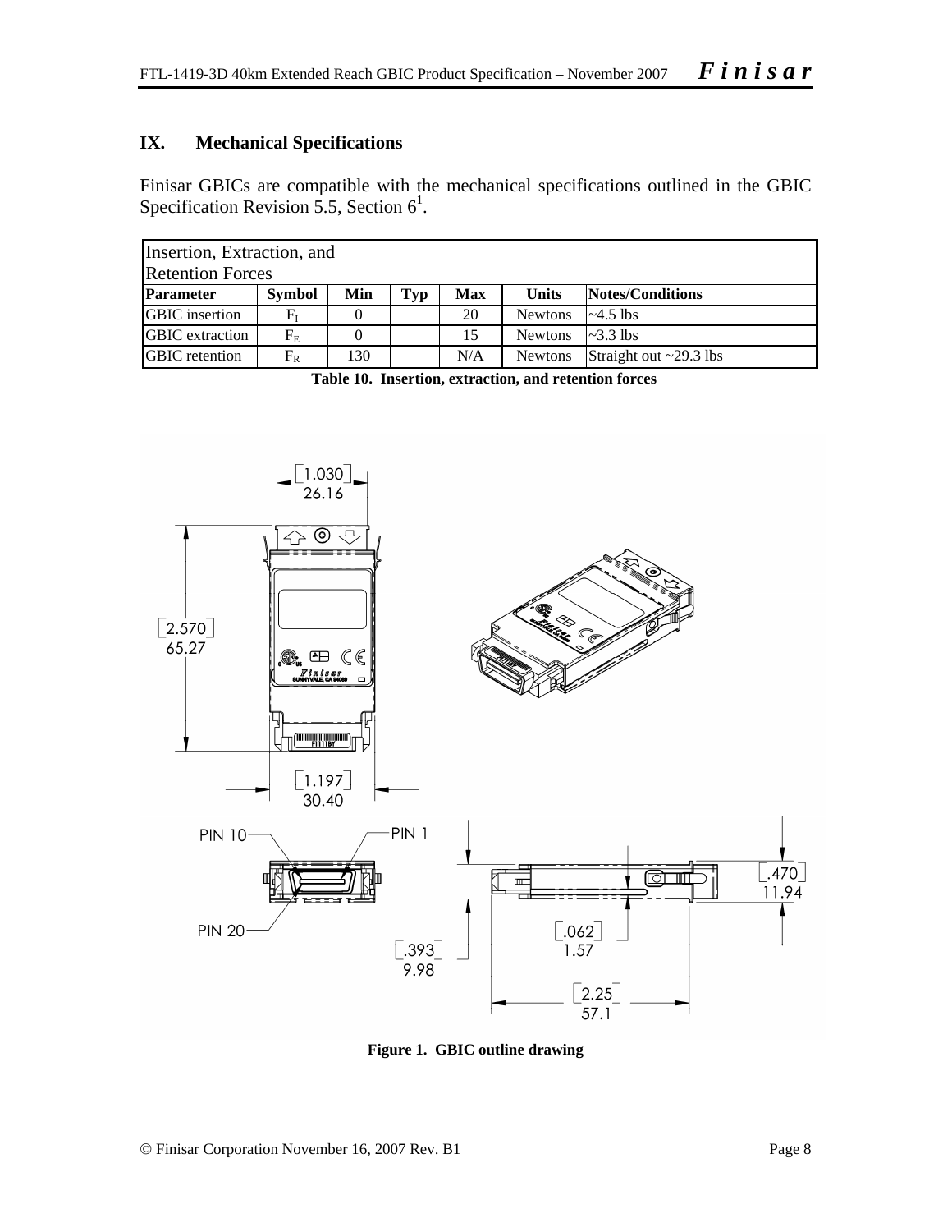## IX. Mechanical Specifications

Finisar GBICs are compatible with the mechanical specifications outlined in the GBIC Specification Revision 5.5, Section 6[1].

| Insertion, Extraction, and Retention Forces | | | | | | |
|---|---|---|---|---|---|---|
| **Parameter** | **Symbol** | **Min** | **Typ** | **Max** | **Units** | **Notes/Conditions** |
| GBIC insertion | $F_I$ | 0 | | 20 | Newtons | ~4.5 lbs |
| GBIC extraction | $F_E$ | 0 | | 15 | Newtons | ~3.3 lbs |
| GBIC retention | $F_R$ | 130 | | N/A | Newtons | Straight out ~29.3 lbs |

**Table 10. Insertion, extraction, and retention forces**

**Figure 1. GBIC outline drawing**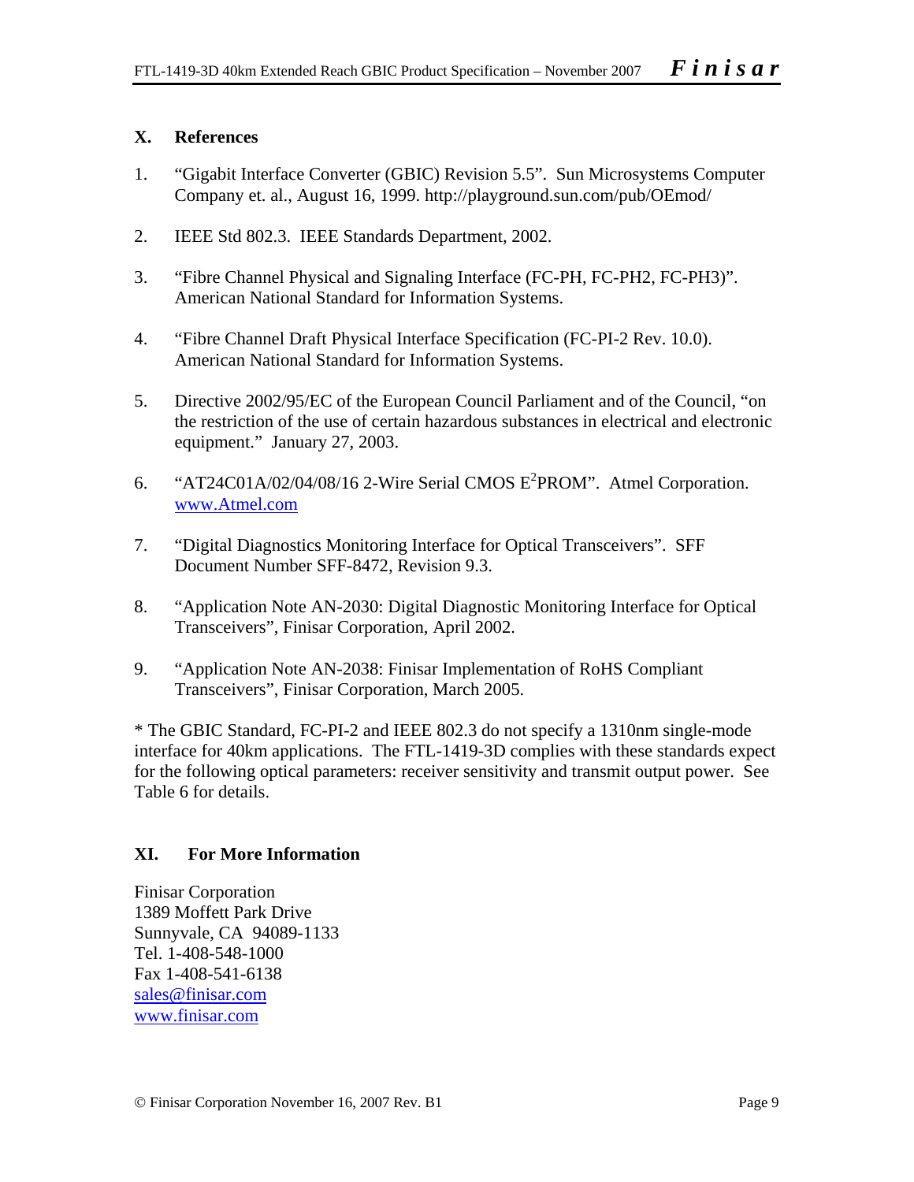## X. References

1. "Gigabit Interface Converter (GBIC) Revision 5.5". Sun Microsystems Computer Company et. al., August 16, 1999. http://playground.sun.com/pub/OEmod/

2. IEEE Std 802.3. IEEE Standards Department, 2002.

3. "Fibre Channel Physical and Signaling Interface (FC-PH, FC-PH2, FC-PH3)". American National Standard for Information Systems.

4. "Fibre Channel Draft Physical Interface Specification (FC-PI-2 Rev. 10.0). American National Standard for Information Systems.

5. Directive 2002/95/EC of the European Council Parliament and of the Council, "on the restriction of the use of certain hazardous substances in electrical and electronic equipment." January 27, 2003.

6. "AT24C01A/02/04/08/16 2-Wire Serial CMOS $E^2$PROM". Atmel Corporation. www.Atmel.com

7. "Digital Diagnostics Monitoring Interface for Optical Transceivers". SFF Document Number SFF-8472, Revision 9.3.

8. "Application Note AN-2030: Digital Diagnostic Monitoring Interface for Optical Transceivers", Finisar Corporation, April 2002.

9. "Application Note AN-2038: Finisar Implementation of RoHS Compliant Transceivers", Finisar Corporation, March 2005.

* The GBIC Standard, FC-PI-2 and IEEE 802.3 do not specify a 1310nm single-mode interface for 40km applications. The FTL-1419-3D complies with these standards expect for the following optical parameters: receiver sensitivity and transmit output power. See Table 6 for details.

## XI. For More Information

Finisar Corporation
1389 Moffett Park Drive
Sunnyvale, CA 94089-1133
Tel. 1-408-548-1000
Fax 1-408-541-6138
sales@finisar.com
www.finisar.com